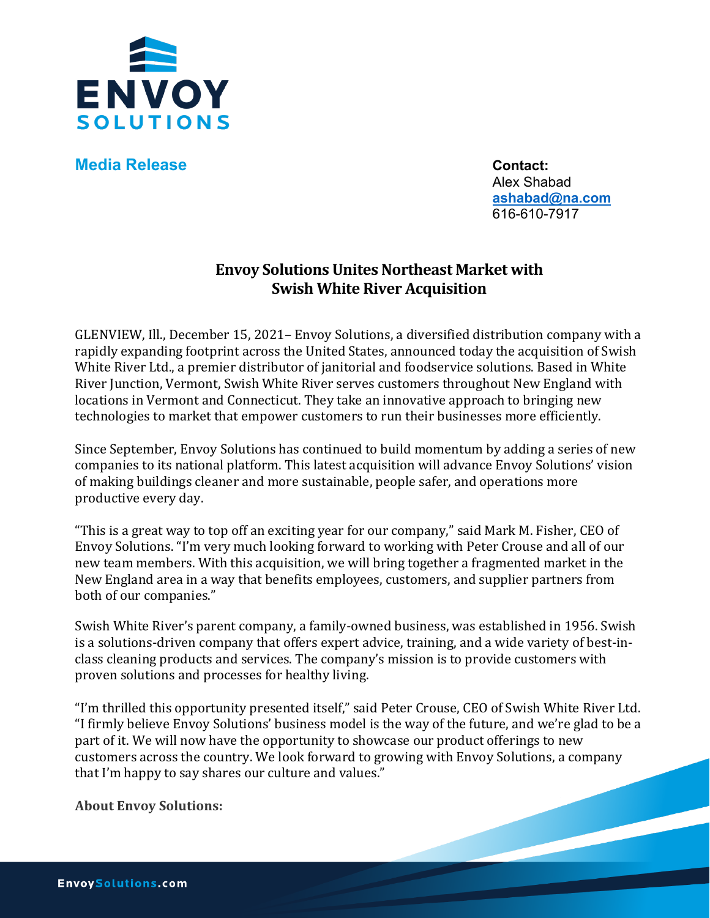**Media Release**

**Contact:**
Alex Shabad
ashabad@na.com
616-610-7917

# Envoy Solutions Unites Northeast Market with Swish White River Acquisition

GLENVIEW, Ill., December 15, 2021– Envoy Solutions, a diversified distribution company with a rapidly expanding footprint across the United States, announced today the acquisition of Swish White River Ltd., a premier distributor of janitorial and foodservice solutions. Based in White River Junction, Vermont, Swish White River serves customers throughout New England with locations in Vermont and Connecticut. They take an innovative approach to bringing new technologies to market that empower customers to run their businesses more efficiently.

Since September, Envoy Solutions has continued to build momentum by adding a series of new companies to its national platform. This latest acquisition will advance Envoy Solutions' vision of making buildings cleaner and more sustainable, people safer, and operations more productive every day.

"This is a great way to top off an exciting year for our company," said Mark M. Fisher, CEO of Envoy Solutions. "I'm very much looking forward to working with Peter Crouse and all of our new team members. With this acquisition, we will bring together a fragmented market in the New England area in a way that benefits employees, customers, and supplier partners from both of our companies."

Swish White River's parent company, a family-owned business, was established in 1956. Swish is a solutions-driven company that offers expert advice, training, and a wide variety of best-in-class cleaning products and services. The company's mission is to provide customers with proven solutions and processes for healthy living.

"I'm thrilled this opportunity presented itself," said Peter Crouse, CEO of Swish White River Ltd. "I firmly believe Envoy Solutions' business model is the way of the future, and we're glad to be a part of it. We will now have the opportunity to showcase our product offerings to new customers across the country. We look forward to growing with Envoy Solutions, a company that I'm happy to say shares our culture and values."

**About Envoy Solutions:**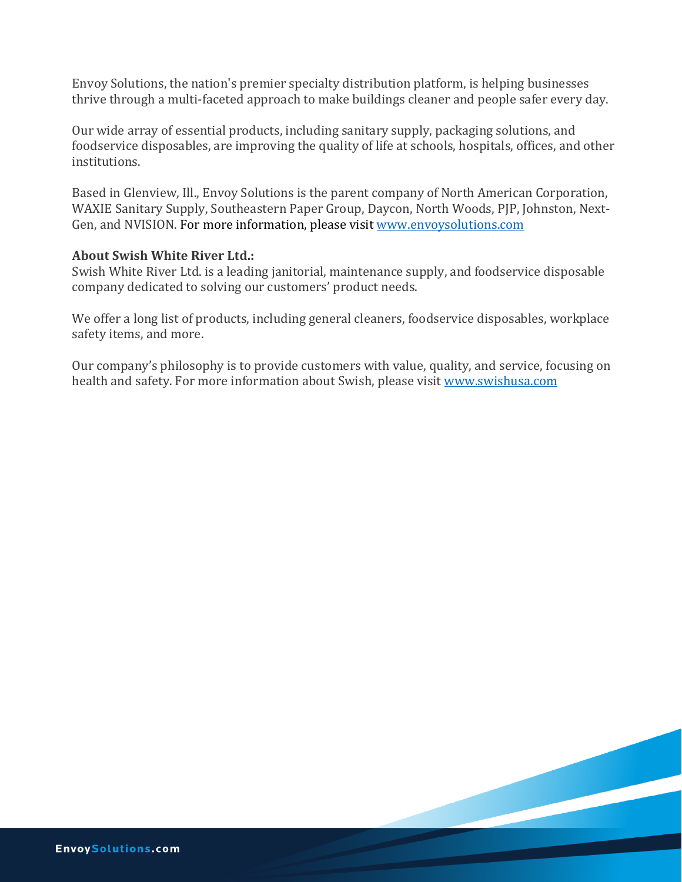Envoy Solutions, the nation's premier specialty distribution platform, is helping businesses thrive through a multi-faceted approach to make buildings cleaner and people safer every day.

Our wide array of essential products, including sanitary supply, packaging solutions, and foodservice disposables, are improving the quality of life at schools, hospitals, offices, and other institutions.

Based in Glenview, Ill., Envoy Solutions is the parent company of North American Corporation, WAXIE Sanitary Supply, Southeastern Paper Group, Daycon, North Woods, PJP, Johnston, Next-Gen, and NVISION. For more information, please visit [www.envoysolutions.com](http://www.envoysolutions.com)

**About Swish White River Ltd.:**

Swish White River Ltd. is a leading janitorial, maintenance supply, and foodservice disposable company dedicated to solving our customers' product needs.

We offer a long list of products, including general cleaners, foodservice disposables, workplace safety items, and more.

Our company's philosophy is to provide customers with value, quality, and service, focusing on health and safety. For more information about Swish, please visit [www.swishusa.com](http://www.swishusa.com)